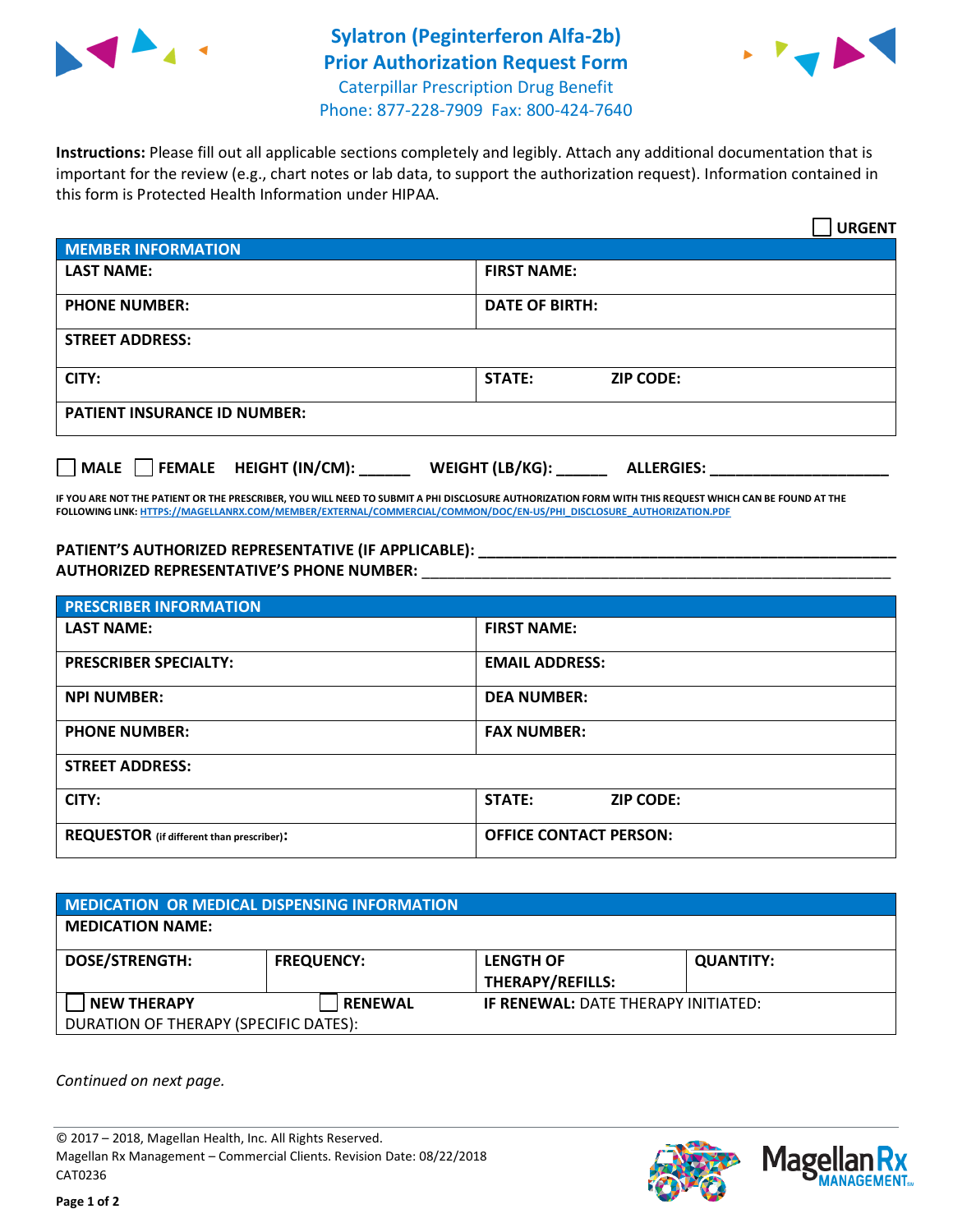# Sylatron (Peginterferon Alfa-2b) Prior Authorization Request Form

Caterpillar Prescription Drug Benefit
Phone: 877-228-7909 Fax: 800-424-7640

**Instructions:** Please fill out all applicable sections completely and legibly. Attach any additional documentation that is important for the review (e.g., chart notes or lab data, to support the authorization request). Information contained in this form is Protected Health Information under HIPAA.

☐ **URGENT**

| **MEMBER INFORMATION** | |
|---|---|
| **LAST NAME:** | **FIRST NAME:** |
| **PHONE NUMBER:** | **DATE OF BIRTH:** |
| **STREET ADDRESS:** | |
| **CITY:** | **STATE:** **ZIP CODE:** |
| **PATIENT INSURANCE ID NUMBER:** | |

☐ **MALE** ☐ **FEMALE** **HEIGHT (IN/CM):** ______ **WEIGHT (LB/KG):** ______ **ALLERGIES:** ____________________

**IF YOU ARE NOT THE PATIENT OR THE PRESCRIBER, YOU WILL NEED TO SUBMIT A PHI DISCLOSURE AUTHORIZATION FORM WITH THIS REQUEST WHICH CAN BE FOUND AT THE FOLLOWING LINK: HTTPS://MAGELLANRX.COM/MEMBER/EXTERNAL/COMMERCIAL/COMMON/DOC/EN-US/PHI_DISCLOSURE_AUTHORIZATION.PDF**

**PATIENT'S AUTHORIZED REPRESENTATIVE (IF APPLICABLE):** ____________________
**AUTHORIZED REPRESENTATIVE'S PHONE NUMBER:** ____________________

| **PRESCRIBER INFORMATION** | |
|---|---|
| **LAST NAME:** | **FIRST NAME:** |
| **PRESCRIBER SPECIALTY:** | **EMAIL ADDRESS:** |
| **NPI NUMBER:** | **DEA NUMBER:** |
| **PHONE NUMBER:** | **FAX NUMBER:** |
| **STREET ADDRESS:** | |
| **CITY:** | **STATE:** **ZIP CODE:** |
| **REQUESTOR** (if different than prescriber): | **OFFICE CONTACT PERSON:** |

| **MEDICATION OR MEDICAL DISPENSING INFORMATION** | | | |
|---|---|---|---|
| **MEDICATION NAME:** | | | |
| **DOSE/STRENGTH:** | **FREQUENCY:** | **LENGTH OF THERAPY/REFILLS:** | **QUANTITY:** |
| ☐ **NEW THERAPY** | ☐ **RENEWAL** | **IF RENEWAL:** DATE THERAPY INITIATED: | |
| DURATION OF THERAPY (SPECIFIC DATES): | | | |

*Continued on next page.*

© 2017 – 2018, Magellan Health, Inc. All Rights Reserved.
Magellan Rx Management – Commercial Clients. Revision Date: 08/22/2018
CAT0236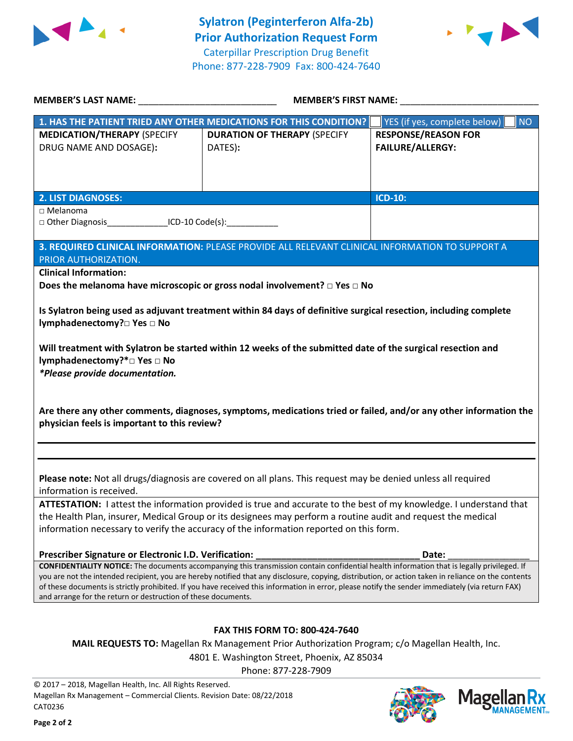# Sylatron (Peginterferon Alfa-2b) Prior Authorization Request Form

Caterpillar Prescription Drug Benefit
Phone: 877-228-7909 Fax: 800-424-7640

**MEMBER'S LAST NAME:** ___________________________ **MEMBER'S FIRST NAME:** ___________________________

| **1. HAS THE PATIENT TRIED ANY OTHER MEDICATIONS FOR THIS CONDITION?** | | ☐ YES (if yes, complete below) ☐ NO |
|---|---|---|
| **MEDICATION/THERAPY** (SPECIFY DRUG NAME AND DOSAGE): | **DURATION OF THERAPY** (SPECIFY DATES): | **RESPONSE/REASON FOR FAILURE/ALLERGY:** |

| **2. LIST DIAGNOSES:** | **ICD-10:** |
|---|---|
| □ Melanoma<br>□ Other Diagnosis_____________ICD-10 Code(s):___________ | |

**3. REQUIRED CLINICAL INFORMATION:** PLEASE PROVIDE ALL RELEVANT CLINICAL INFORMATION TO SUPPORT A PRIOR AUTHORIZATION.

**Clinical Information:**

**Does the melanoma have microscopic or gross nodal involvement? □ Yes □ No**

**Is Sylatron being used as adjuvant treatment within 84 days of definitive surgical resection, including complete lymphadenectomy?□ Yes □ No**

**Will treatment with Sylatron be started within 12 weeks of the submitted date of the surgical resection and lymphadenectomy?*□ Yes □ No**

***Please provide documentation.***

**Are there any other comments, diagnoses, symptoms, medications tried or failed, and/or any other information the physician feels is important to this review?**

**Please note:** Not all drugs/diagnosis are covered on all plans. This request may be denied unless all required information is received.

**ATTESTATION:** I attest the information provided is true and accurate to the best of my knowledge. I understand that the Health Plan, insurer, Medical Group or its designees may perform a routine audit and request the medical information necessary to verify the accuracy of the information reported on this form.

**Prescriber Signature or Electronic I.D. Verification:** ________________________________ **Date:** _______________

**CONFIDENTIALITY NOTICE:** The documents accompanying this transmission contain confidential health information that is legally privileged. If you are not the intended recipient, you are hereby notified that any disclosure, copying, distribution, or action taken in reliance on the contents of these documents is strictly prohibited. If you have received this information in error, please notify the sender immediately (via return FAX) and arrange for the return or destruction of these documents.

**FAX THIS FORM TO: 800-424-7640**

**MAIL REQUESTS TO:** Magellan Rx Management Prior Authorization Program; c/o Magellan Health, Inc.
4801 E. Washington Street, Phoenix, AZ 85034
Phone: 877-228-7909

© 2017 – 2018, Magellan Health, Inc. All Rights Reserved.
Magellan Rx Management – Commercial Clients. Revision Date: 08/22/2018
CAT0236